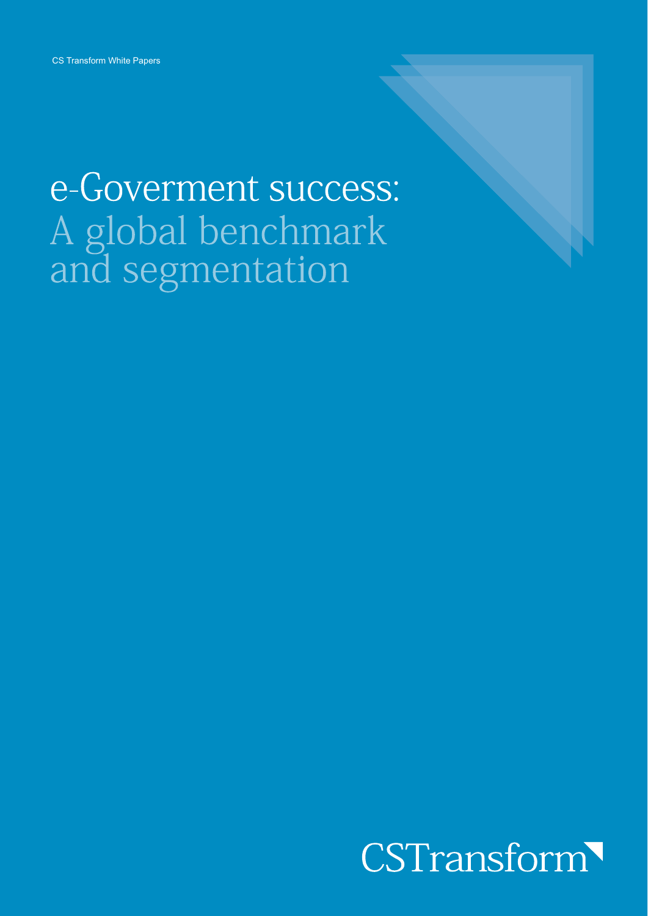CS Transform White Papers

# e-Goverment success: A global benchmark and segmentation

CSTransform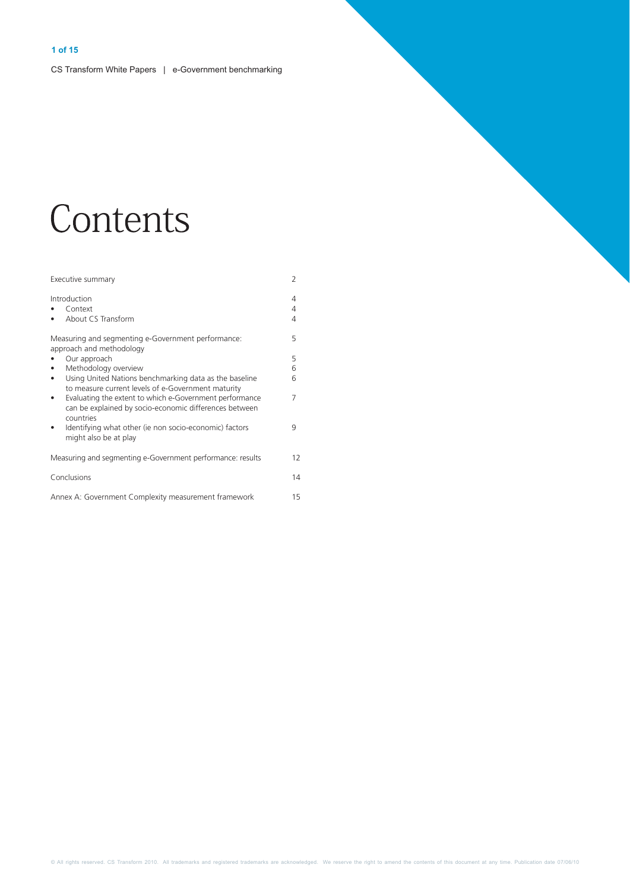# Contents

| | |
|---|---|
| Executive summary | 2 |
| Introduction | 4 |
| • Context | 4 |
| • About CS Transform | 4 |
| Measuring and segmenting e-Government performance: approach and methodology | 5 |
| • Our approach | 5 |
| • Methodology overview | 6 |
| • Using United Nations benchmarking data as the baseline to measure current levels of e-Government maturity | 6 |
| • Evaluating the extent to which e-Government performance can be explained by socio-economic differences between countries | 7 |
| • Identifying what other (ie non socio-economic) factors might also be at play | 9 |
| Measuring and segmenting e-Government performance: results | 12 |
| Conclusions | 14 |
| Annex A: Government Complexity measurement framework | 15 |

© All rights reserved. CS Transform 2010. All trademarks and registered trademarks are acknowledged. We reserve the right to amend the contents of this document at any time. Publication date 07/06/10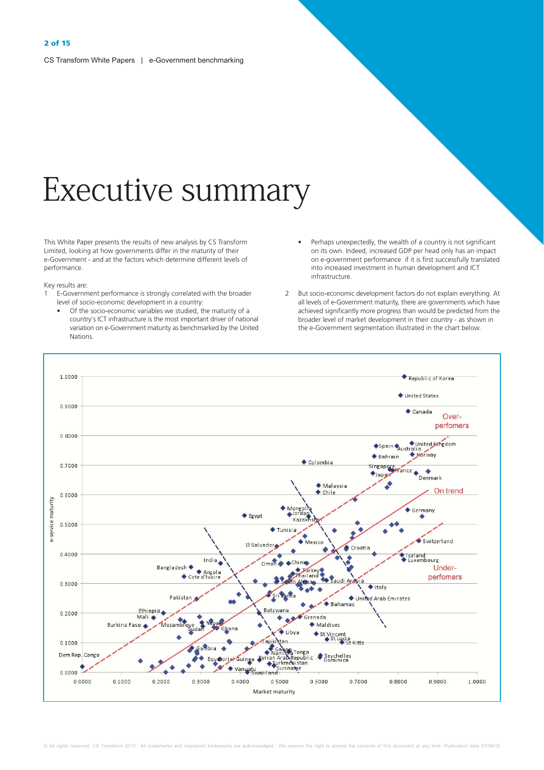# Executive summary

This White Paper presents the results of new analysis by CS Transform Limited, looking at how governments differ in the maturity of their e-Government - and at the factors which determine different levels of performance.

Key results are:

1. E-Government performance is strongly correlated with the broader level of socio-economic development in a country:
   - Of the socio-economic variables we studied, the maturity of a country's ICT infrastructure is the most important driver of national variation on e-Government maturity as benchmarked by the United Nations.
   - Perhaps unexpectedly, the wealth of a country is not significant on its own. Indeed, increased GDP per head only has an impact on e-government performance if it is first successfully translated into increased investment in human development and ICT infrastructure.
2. But socio-economic development factors do not explain everything. At all levels of e-Government maturity, there are governments which have achieved significantly more progress than would be predicted from the broader level of market development in their country - as shown in the e-Government segmentation illustrated in the chart below.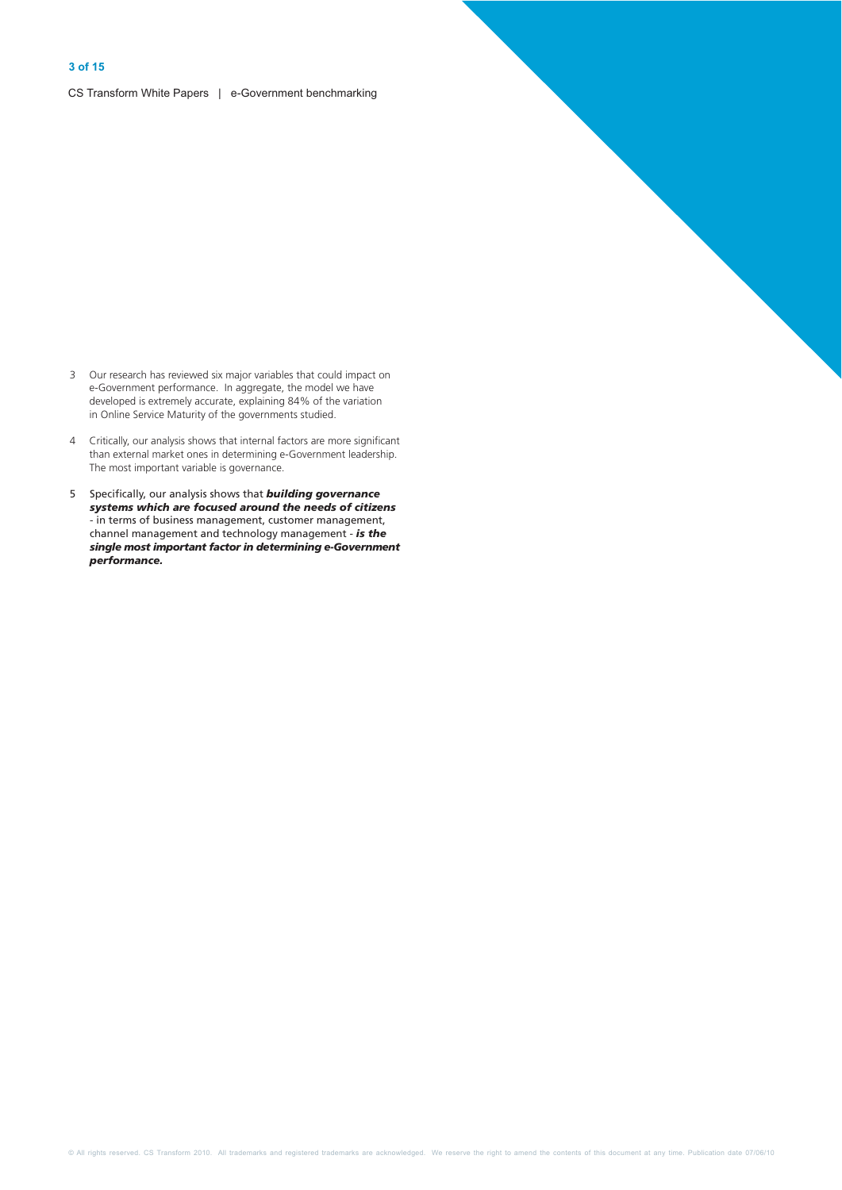3. Our research has reviewed six major variables that could impact on e-Government performance. In aggregate, the model we have developed is extremely accurate, explaining 84% of the variation in Online Service Maturity of the governments studied.

4. Critically, our analysis shows that internal factors are more significant than external market ones in determining e-Government leadership. The most important variable is governance.

5. Specifically, our analysis shows that ***building governance systems which are focused around the needs of citizens*** - in terms of business management, customer management, channel management and technology management - ***is the single most important factor in determining e-Government performance.***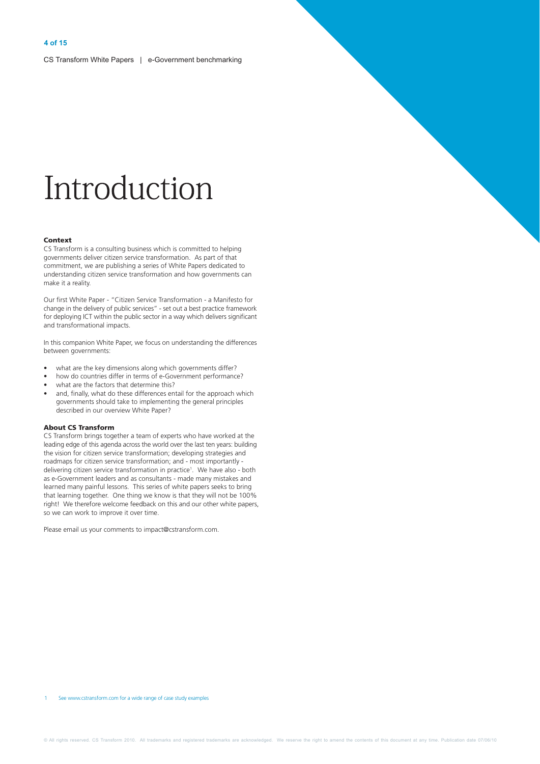# Introduction

### Context

CS Transform is a consulting business which is committed to helping governments deliver citizen service transformation. As part of that commitment, we are publishing a series of White Papers dedicated to understanding citizen service transformation and how governments can make it a reality.

Our first White Paper - "Citizen Service Transformation - a Manifesto for change in the delivery of public services" - set out a best practice framework for deploying ICT within the public sector in a way which delivers significant and transformational impacts.

In this companion White Paper, we focus on understanding the differences between governments:

- what are the key dimensions along which governments differ?
- how do countries differ in terms of e-Government performance?
- what are the factors that determine this?
- and, finally, what do these differences entail for the approach which governments should take to implementing the general principles described in our overview White Paper?

### About CS Transform

CS Transform brings together a team of experts who have worked at the leading edge of this agenda across the world over the last ten years: building the vision for citizen service transformation; developing strategies and roadmaps for citizen service transformation; and - most importantly - delivering citizen service transformation in practice[1]. We have also - both as e-Government leaders and as consultants - made many mistakes and learned many painful lessons. This series of white papers seeks to bring that learning together. One thing we know is that they will not be 100% right! We therefore welcome feedback on this and our other white papers, so we can work to improve it over time.

Please email us your comments to impact@cstransform.com.

[1] See www.cstransform.com for a wide range of case study examples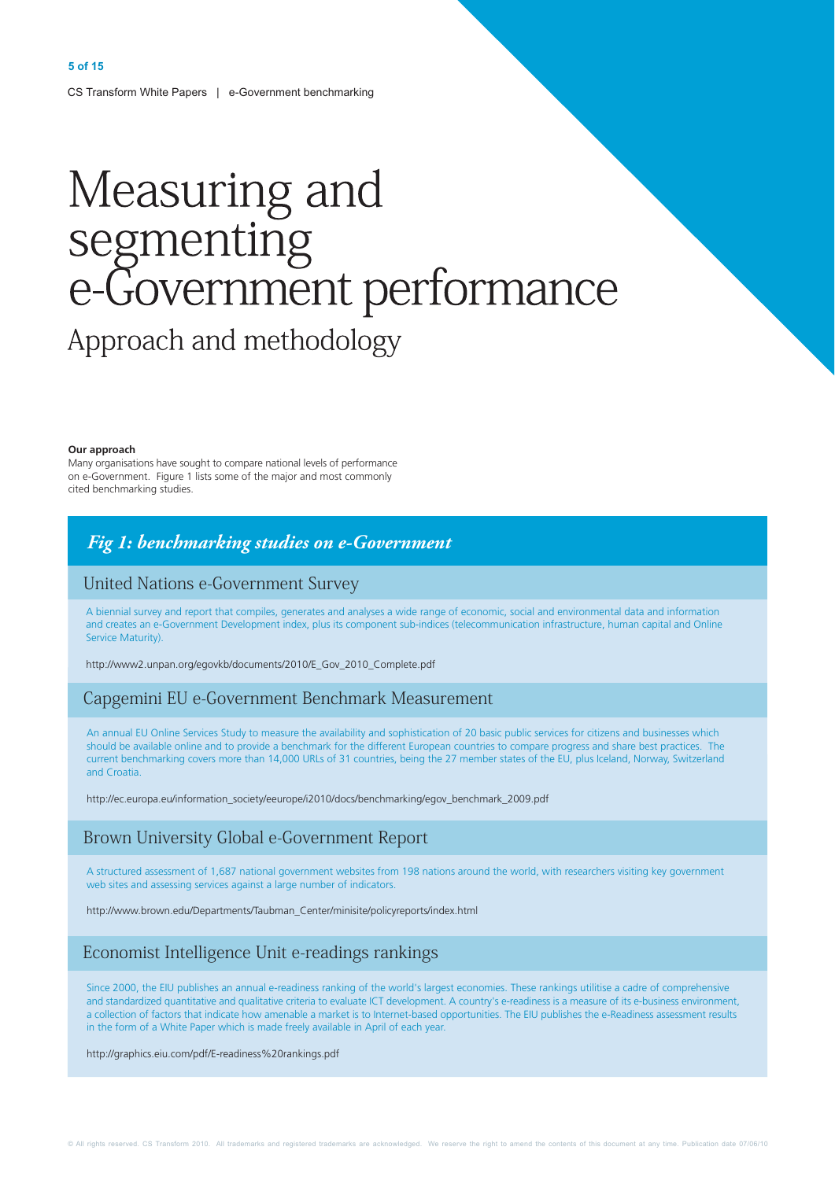# Measuring and segmenting e-Government performance

## Approach and methodology

**Our approach**

Many organisations have sought to compare national levels of performance on e-Government. Figure 1 lists some of the major and most commonly cited benchmarking studies.

***Fig 1: benchmarking studies on e-Government***

### United Nations e-Government Survey

A biennial survey and report that compiles, generates and analyses a wide range of economic, social and environmental data and information and creates an e-Government Development index, plus its component sub-indices (telecommunication infrastructure, human capital and Online Service Maturity).

http://www2.unpan.org/egovkb/documents/2010/E_Gov_2010_Complete.pdf

### Capgemini EU e-Government Benchmark Measurement

An annual EU Online Services Study to measure the availability and sophistication of 20 basic public services for citizens and businesses which should be available online and to provide a benchmark for the different European countries to compare progress and share best practices. The current benchmarking covers more than 14,000 URLs of 31 countries, being the 27 member states of the EU, plus Iceland, Norway, Switzerland and Croatia.

http://ec.europa.eu/information_society/eeurope/i2010/docs/benchmarking/egov_benchmark_2009.pdf

### Brown University Global e-Government Report

A structured assessment of 1,687 national government websites from 198 nations around the world, with researchers visiting key government web sites and assessing services against a large number of indicators.

http://www.brown.edu/Departments/Taubman_Center/minisite/policyreports/index.html

### Economist Intelligence Unit e-readings rankings

Since 2000, the EIU publishes an annual e-readiness ranking of the world's largest economies. These rankings utilitise a cadre of comprehensive and standardized quantitative and qualitative criteria to evaluate ICT development. A country's e-readiness is a measure of its e-business environment, a collection of factors that indicate how amenable a market is to Internet-based opportunities. The EIU publishes the e-Readiness assessment results in the form of a White Paper which is made freely available in April of each year.

http://graphics.eiu.com/pdf/E-readiness%20rankings.pdf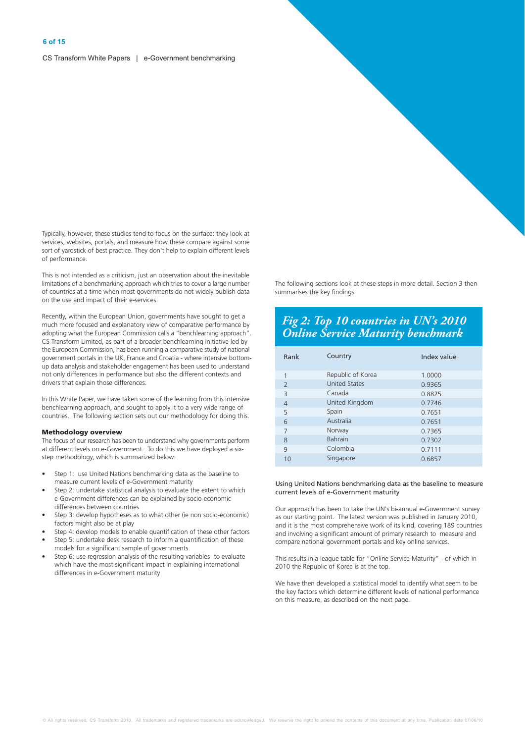Typically, however, these studies tend to focus on the surface: they look at services, websites, portals, and measure how these compare against some sort of yardstick of best practice. They don't help to explain different levels of performance.

This is not intended as a criticism, just an observation about the inevitable limitations of a benchmarking approach which tries to cover a large number of countries at a time when most governments do not widely publish data on the use and impact of their e-services.

Recently, within the European Union, governments have sought to get a much more focused and explanatory view of comparative performance by adopting what the European Commission calls a "benchlearning approach". CS Transform Limited, as part of a broader benchlearning initiative led by the European Commission, has been running a comparative study of national government portals in the UK, France and Croatia - where intensive bottom-up data analysis and stakeholder engagement has been used to understand not only differences in performance but also the different contexts and drivers that explain those differences.

In this White Paper, we have taken some of the learning from this intensive benchlearning approach, and sought to apply it to a very wide range of countries. The following section sets out our methodology for doing this.

**Methodology overview**

The focus of our research has been to understand why governments perform at different levels on e-Government. To do this we have deployed a six-step methodology, which is summarized below:

- Step 1: use United Nations benchmarking data as the baseline to measure current levels of e-Government maturity
- Step 2: undertake statistical analysis to evaluate the extent to which e-Government differences can be explained by socio-economic differences between countries
- Step 3: develop hypotheses as to what other (ie non socio-economic) factors might also be at play
- Step 4: develop models to enable quantification of these other factors
- Step 5: undertake desk research to inform a quantification of these models for a significant sample of governments
- Step 6: use regression analysis of the resulting variables- to evaluate which have the most significant impact in explaining international differences in e-Government maturity

The following sections look at these steps in more detail. Section 3 then summarises the key findings.

## *Fig 2: Top 10 countries in UN's 2010 Online Service Maturity benchmark*

| Rank | Country | Index value |
|---|---|---|
| 1 | Republic of Korea | 1.0000 |
| 2 | United States | 0.9365 |
| 3 | Canada | 0.8825 |
| 4 | United Kingdom | 0.7746 |
| 5 | Spain | 0.7651 |
| 6 | Australia | 0.7651 |
| 7 | Norway | 0.7365 |
| 8 | Bahrain | 0.7302 |
| 9 | Colombia | 0.7111 |
| 10 | Singapore | 0.6857 |

Using United Nations benchmarking data as the baseline to measure current levels of e-Government maturity

Our approach has been to take the UN's bi-annual e-Government survey as our starting point. The latest version was published in January 2010, and it is the most comprehensive work of its kind, covering 189 countries and involving a significant amount of primary research to measure and compare national government portals and key online services.

This results in a league table for "Online Service Maturity" - of which in 2010 the Republic of Korea is at the top.

We have then developed a statistical model to identify what seem to be the key factors which determine different levels of national performance on this measure, as described on the next page.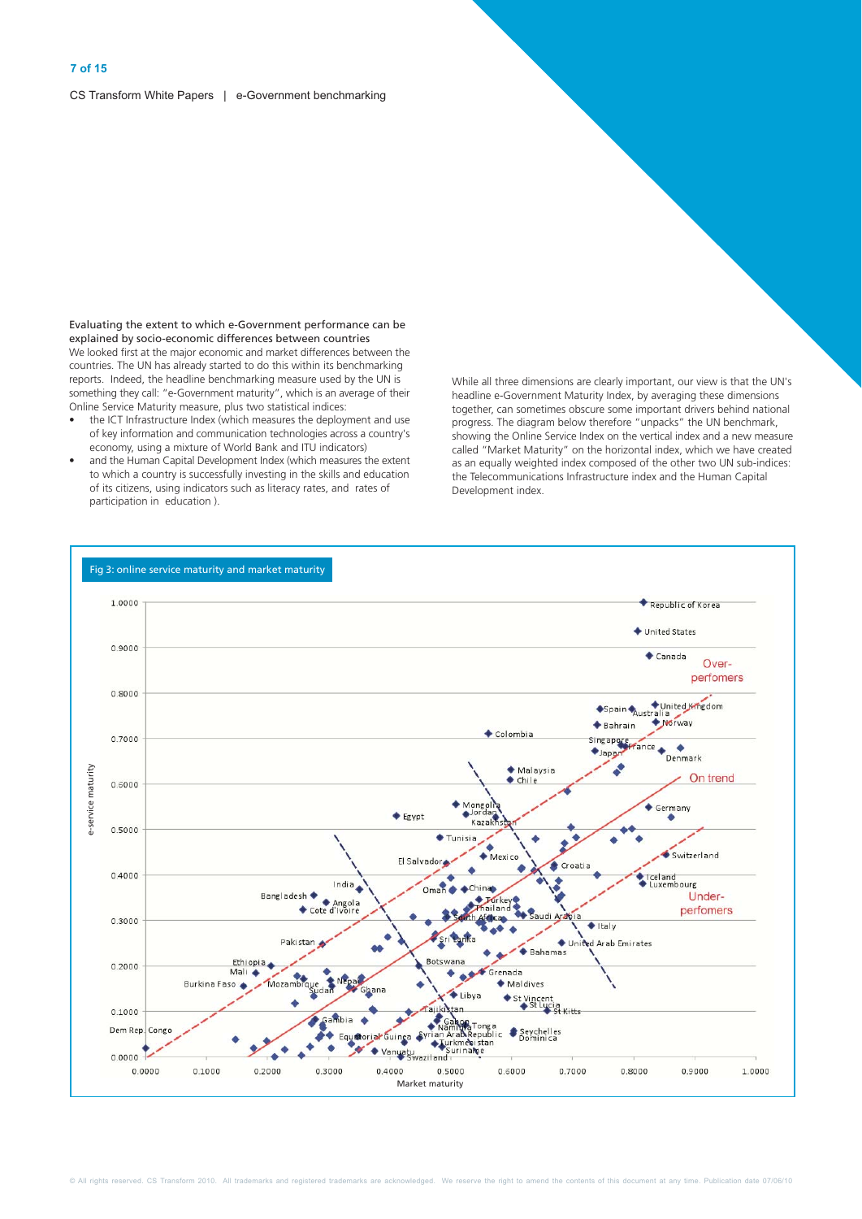## Evaluating the extent to which e-Government performance can be explained by socio-economic differences between countries

We looked first at the major economic and market differences between the countries. The UN has already started to do this within its benchmarking reports. Indeed, the headline benchmarking measure used by the UN is something they call: "e-Government maturity", which is an average of their Online Service Maturity measure, plus two statistical indices:

- the ICT Infrastructure Index (which measures the deployment and use of key information and communication technologies across a country's economy, using a mixture of World Bank and ITU indicators)
- and the Human Capital Development Index (which measures the extent to which a country is successfully investing in the skills and education of its citizens, using indicators such as literacy rates, and rates of participation in education ).

While all three dimensions are clearly important, our view is that the UN's headline e-Government Maturity Index, by averaging these dimensions together, can sometimes obscure some important drivers behind national progress. The diagram below therefore "unpacks" the UN benchmark, showing the Online Service Index on the vertical index and a new measure called "Market Maturity" on the horizontal index, which we have created as an equally weighted index composed of the other two UN sub-indices: the Telecommunications Infrastructure index and the Human Capital Development index.

Fig 3: online service maturity and market maturity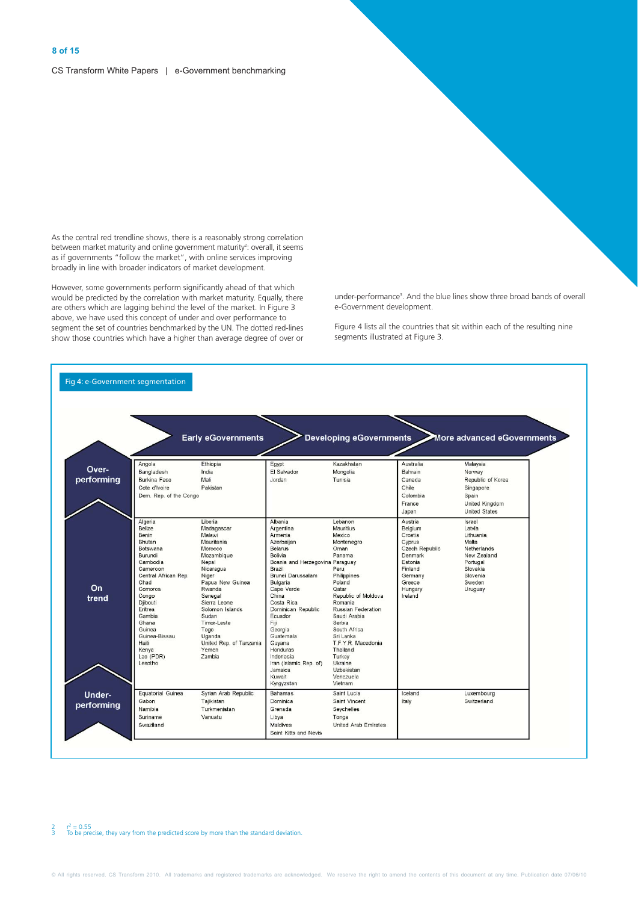As the central red trendline shows, there is a reasonably strong correlation between market maturity and online government maturity[2]: overall, it seems as if governments "follow the market", with online services improving broadly in line with broader indicators of market development.

However, some governments perform significantly ahead of that which would be predicted by the correlation with market maturity. Equally, there are others which are lagging behind the level of the market. In Figure 3 above, we have used this concept of under and over performance to segment the set of countries benchmarked by the UN. The dotted red-lines show those countries which have a higher than average degree of over or under-performance[3]. And the blue lines show three broad bands of overall e-Government development.

Figure 4 lists all the countries that sit within each of the resulting nine segments illustrated at Figure 3.

Fig 4: e-Government segmentation

| | Early eGovernments | | Developing eGovernments | | More advanced eGovernments | |
|---|---|---|---|---|---|---|
| **Over-performing** | Angola<br>Bangladesh<br>Burkina Faso<br>Cote d'Ivoire<br>Dem. Rep. of the Congo | Ethiopia<br>India<br>Mali<br>Pakistan | Egypt<br>El Salvador<br>Jordan | Kazakhstan<br>Mongolia<br>Tunisia | Australia<br>Bahrain<br>Canada<br>Chile<br>Colombia<br>France<br>Japan | Malaysia<br>Norway<br>Republic of Korea<br>Singapore<br>Spain<br>United Kingdom<br>United States |
| **On trend** | Algeria<br>Belize<br>Benin<br>Bhutan<br>Botswana<br>Burundi<br>Cambodia<br>Cameroon<br>Central African Rep.<br>Chad<br>Comoros<br>Congo<br>Djibouti<br>Eritrea<br>Gambia<br>Ghana<br>Guinea<br>Guinea-Bissau<br>Haiti<br>Kenya<br>Lao (PDR)<br>Lesotho | Liberia<br>Madagascar<br>Malawi<br>Mauritania<br>Morocco<br>Mozambique<br>Nepal<br>Nicaragua<br>Niger<br>Papua New Guinea<br>Rwanda<br>Senegal<br>Sierra Leone<br>Solomon Islands<br>Sudan<br>Timor-Leste<br>Togo<br>Uganda<br>United Rep. of Tanzania<br>Yemen<br>Zambia | Albania<br>Argentina<br>Armenia<br>Azerbaijan<br>Belarus<br>Bolivia<br>Bosnia and Herzegovina<br>Brazil<br>Brunei Darussalam<br>Bulgaria<br>Cape Verde<br>China<br>Costa Rica<br>Dominican Republic<br>Ecuador<br>Fiji<br>Georgia<br>Guatemala<br>Guyana<br>Honduras<br>Indonesia<br>Iran (Islamic Rep. of)<br>Jamaica<br>Kuwait<br>Kyrgyzstan | Lebanon<br>Mauritius<br>Mexico<br>Montenegro<br>Oman<br>Panama<br>Paraguay<br>Peru<br>Philippines<br>Poland<br>Qatar<br>Republic of Moldova<br>Romania<br>Russian Federation<br>Saudi Arabia<br>Serbia<br>South Africa<br>Sri Lanka<br>T.F.Y.R. Macedonia<br>Thailand<br>Turkey<br>Ukraine<br>Uzbekistan<br>Venezuela<br>Vietnam | Austria<br>Belgium<br>Croatia<br>Cyprus<br>Czech Republic<br>Denmark<br>Estonia<br>Finland<br>Germany<br>Greece<br>Hungary<br>Ireland | Israel<br>Latvia<br>Lithuania<br>Malta<br>Netherlands<br>New Zealand<br>Portugal<br>Slovakia<br>Slovenia<br>Sweden<br>Uruguay |
| **Under-performing** | Equatorial Guinea<br>Gabon<br>Namibia<br>Suriname<br>Swaziland | Syrian Arab Republic<br>Tajikistan<br>Turkmenistan<br>Vanuatu | Bahamas<br>Dominica<br>Grenada<br>Libya<br>Maldives<br>Saint Kitts and Nevis | Saint Lucia<br>Saint Vincent<br>Seychelles<br>Tonga<br>United Arab Emirates | Iceland<br>Italy | Luxembourg<br>Switzerland |

2 $r^2 = 0.55$
3 To be precise, they vary from the predicted score by more than the standard deviation.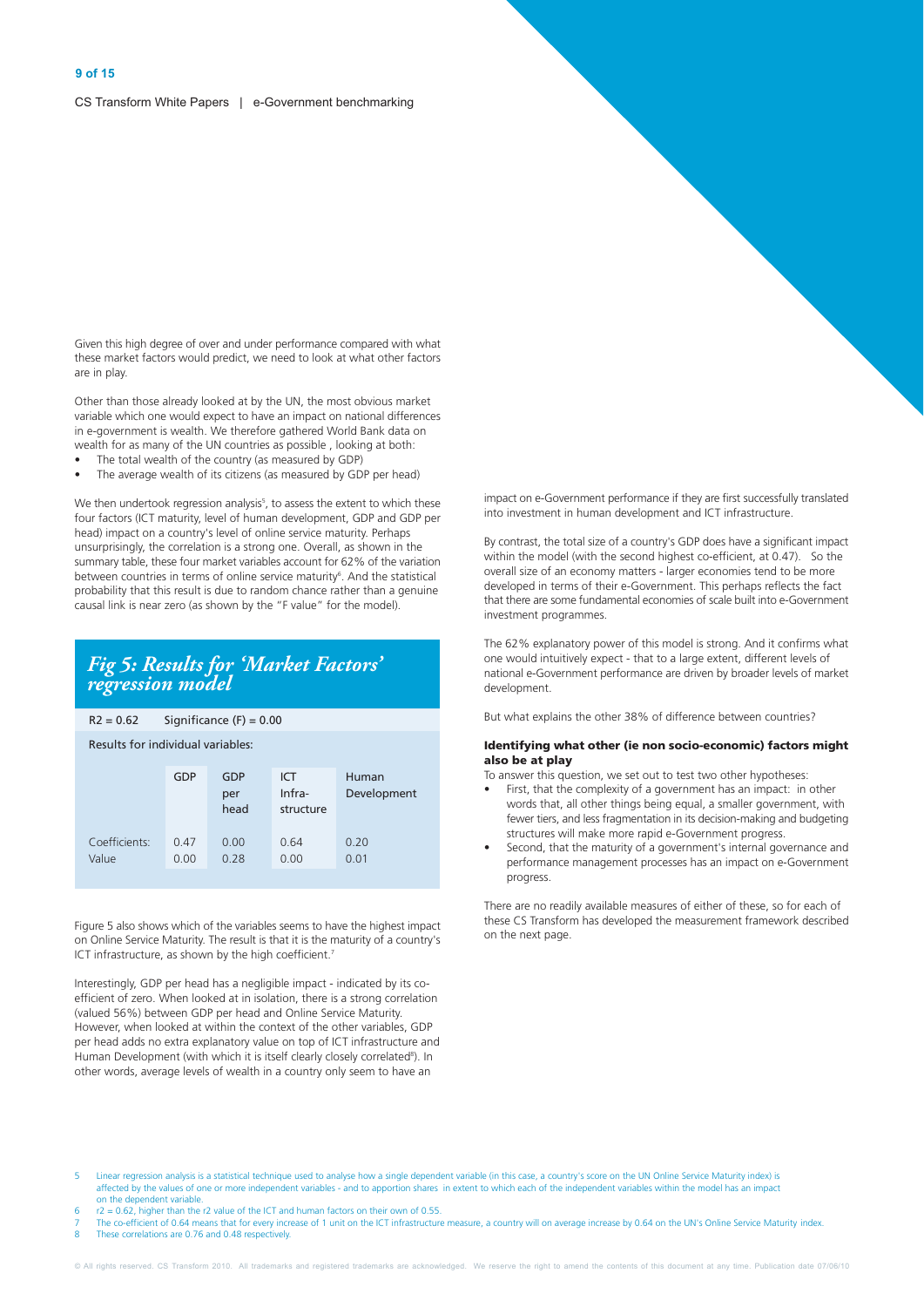Given this high degree of over and under performance compared with what these market factors would predict, we need to look at what other factors are in play.

Other than those already looked at by the UN, the most obvious market variable which one would expect to have an impact on national differences in e-government is wealth. We therefore gathered World Bank data on wealth for as many of the UN countries as possible , looking at both:

- The total wealth of the country (as measured by GDP)
- The average wealth of its citizens (as measured by GDP per head)

We then undertook regression analysis[5], to assess the extent to which these four factors (ICT maturity, level of human development, GDP and GDP per head) impact on a country's level of online service maturity. Perhaps unsurprisingly, the correlation is a strong one. Overall, as shown in the summary table, these four market variables account for 62% of the variation between countries in terms of online service maturity[6]. And the statistical probability that this result is due to random chance rather than a genuine causal link is near zero (as shown by the "F value" for the model).

## *Fig 5: Results for 'Market Factors' regression model*

R2 = 0.62 Significance (F) = 0.00

Results for individual variables:

| | GDP | GDP per head | ICT Infra-structure | Human Development |
|---|---|---|---|---|
| Coefficients: | 0.47 | 0.00 | 0.64 | 0.20 |
| Value | 0.00 | 0.28 | 0.00 | 0.01 |

Figure 5 also shows which of the variables seems to have the highest impact on Online Service Maturity. The result is that it is the maturity of a country's ICT infrastructure, as shown by the high coefficient.[7]

Interestingly, GDP per head has a negligible impact - indicated by its co-efficient of zero. When looked at in isolation, there is a strong correlation (valued 56%) between GDP per head and Online Service Maturity. However, when looked at within the context of the other variables, GDP per head adds no extra explanatory value on top of ICT infrastructure and Human Development (with which it is itself clearly closely correlated[8]). In other words, average levels of wealth in a country only seem to have an impact on e-Government performance if they are first successfully translated into investment in human development and ICT infrastructure.

By contrast, the total size of a country's GDP does have a significant impact within the model (with the second highest co-efficient, at 0.47). So the overall size of an economy matters - larger economies tend to be more developed in terms of their e-Government. This perhaps reflects the fact that there are some fundamental economies of scale built into e-Government investment programmes.

The 62% explanatory power of this model is strong. And it confirms what one would intuitively expect - that to a large extent, different levels of national e-Government performance are driven by broader levels of market development.

But what explains the other 38% of difference between countries?

### Identifying what other (ie non socio-economic) factors might also be at play

To answer this question, we set out to test two other hypotheses:

- First, that the complexity of a government has an impact: in other words that, all other things being equal, a smaller government, with fewer tiers, and less fragmentation in its decision-making and budgeting structures will make more rapid e-Government progress.
- Second, that the maturity of a government's internal governance and performance management processes has an impact on e-Government progress.

There are no readily available measures of either of these, so for each of these CS Transform has developed the measurement framework described on the next page.

5 Linear regression analysis is a statistical technique used to analyse how a single dependent variable (in this case, a country's score on the UN Online Service Maturity index) is affected by the values of one or more independent variables - and to apportion shares in extent to which each of the independent variables within the model has an impact on the dependent variable.

6 r2 = 0.62, higher than the r2 value of the ICT and human factors on their own of 0.55.

7 The co-efficient of 0.64 means that for every increase of 1 unit on the ICT infrastructure measure, a country will on average increase by 0.64 on the UN's Online Service Maturity index.

8 These correlations are 0.76 and 0.48 respectively.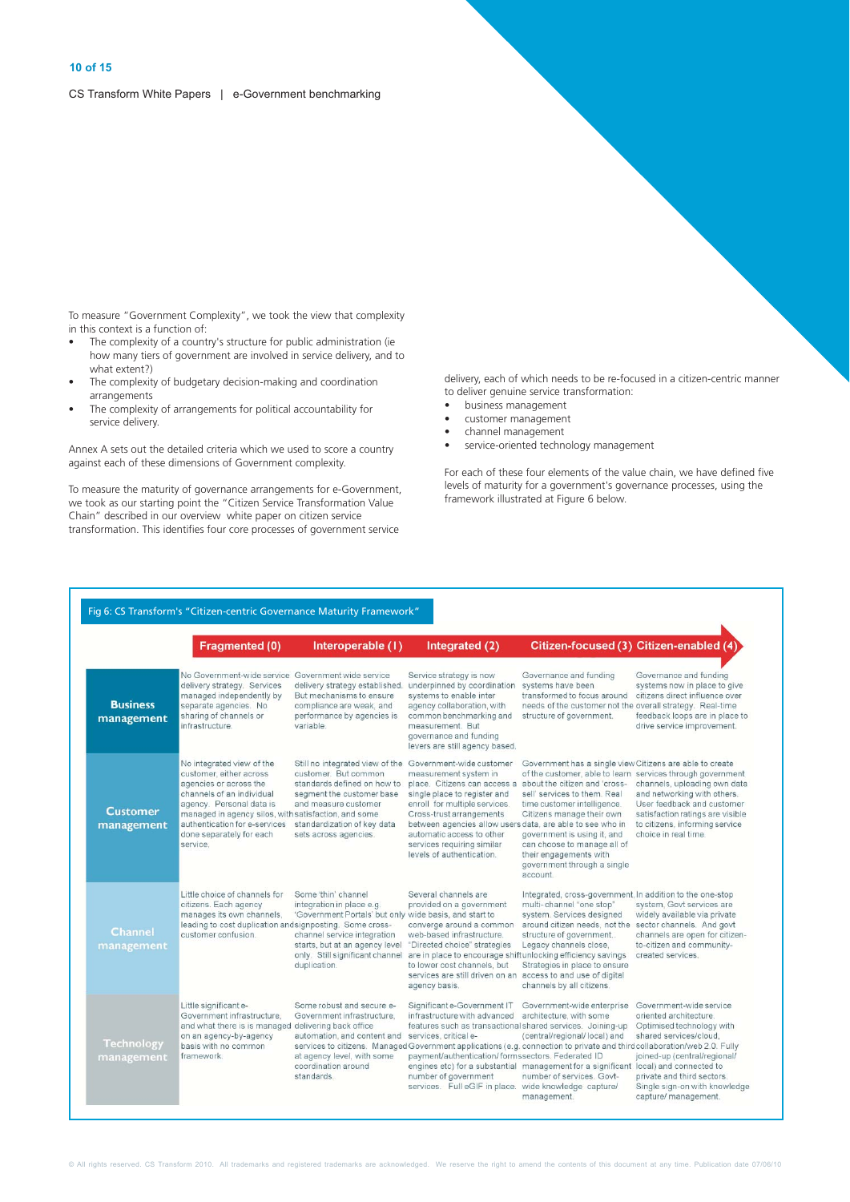To measure "Government Complexity", we took the view that complexity in this context is a function of:

- The complexity of a country's structure for public administration (ie how many tiers of government are involved in service delivery, and to what extent?)
- The complexity of budgetary decision-making and coordination arrangements
- The complexity of arrangements for political accountability for service delivery.

Annex A sets out the detailed criteria which we used to score a country against each of these dimensions of Government complexity.

To measure the maturity of governance arrangements for e-Government, we took as our starting point the "Citizen Service Transformation Value Chain" described in our overview white paper on citizen service transformation. This identifies four core processes of government service delivery, each of which needs to be re-focused in a citizen-centric manner to deliver genuine service transformation:

- business management
- customer management
- channel management
- service-oriented technology management

For each of these four elements of the value chain, we have defined five levels of maturity for a government's governance processes, using the framework illustrated at Figure 6 below.

Fig 6: CS Transform's "Citizen-centric Governance Maturity Framework"

| | Fragmented (0) | Interoperable (1) | Integrated (2) | Citizen-focused (3) | Citizen-enabled (4) |
|---|---|---|---|---|---|
| **Business management** | No Government-wide service delivery strategy. Services managed independently by separate agencies. No sharing of channels or infrastructure. | Government wide service delivery strategy established. But mechanisms to ensure compliance are weak, and performance by agencies is variable. | Service strategy is now underpinned by coordination systems to enable inter agency collaboration, with common benchmarking and measurement. But governance and funding levers are still agency based. | Governance and funding systems have been transformed to focus around needs of the customer not the structure of government. | Governance and funding systems now in place to give citizens direct influence over overall strategy. Real-time feedback loops are in place to drive service improvement. |
| **Customer management** | No integrated view of the customer, either across agencies or across the channels of an individual agency. Personal data is managed in agency silos, with authentication for e-services done separately for each service. | Still no integrated view of the customer. But common standards defined on how to segment the customer base and measure customer satisfaction, and some standardization of key data sets across agencies. | Government-wide customer measurement system in place. Citizens can access a single place to register and enroll for multiple services. Cross-trust arrangements between agencies allow users automatic access to other services requiring similar levels of authentication. | Government has a single view of the customer, able to learn about the citizen and 'cross-sell' services to them. Real time customer intelligence. Citizens manage their own data, are able to see who in government is using it, and can choose to manage all of their engagements with government through a single account. | Citizens are able to create services through government channels, uploading own data and networking with others. User feedback and customer satisfaction ratings are visible to citizens, informing service choice in real time. |
| **Channel management** | Little choice of channels for citizens. Each agency manages its own channels, leading to cost duplication and customer confusion. | Some 'thin' channel integration in place e.g. 'Government Portals' but only signposting. Some cross-channel service integration starts, but at an agency level only. Still significant channel duplication. | Several channels are provided on a government wide basis, and start to converge around a common web-based infrastructure. "Directed choice" strategies are in place to encourage shift to lower cost channels, but services are still driven on an agency basis. | Integrated, cross-government, multi-channel "one stop" system. Services designed around citizen needs, not the structure of government. Legacy channels close, unlocking efficiency savings. Strategies in place to ensure access to and use of digital channels by all citizens. | In addition to the one-stop system, Govt services are widely available via private sector channels. And govt channels are open for citizen-to-citizen and community-created services. |
| **Technology management** | Little significant e-Government infrastructure, and what there is is managed on an agency-by-agency basis with no common framework. | Some robust and secure e-Government infrastructure, delivering back office automation, and content and services to citizens. Managed at agency level, with some coordination around standards. | Significant e-Government IT infrastructure with advanced features such as transactional services, critical e-Government applications (e.g. payment/authentication/ forms engines etc) for a substantial number of government services. Full eGIF in place. | Government-wide enterprise architecture, with some shared services. Joining-up (central/regional/ local) and connection to private and third sectors. Federated ID management for a significant number of services. Govt-wide knowledge capture/ management. | Government-wide service oriented architecture. Optimised technology with shared services/cloud, collaboration/web 2.0. Fully joined-up (central/regional/ local) and connected to private and third sectors. Single sign-on with knowledge capture/ management. |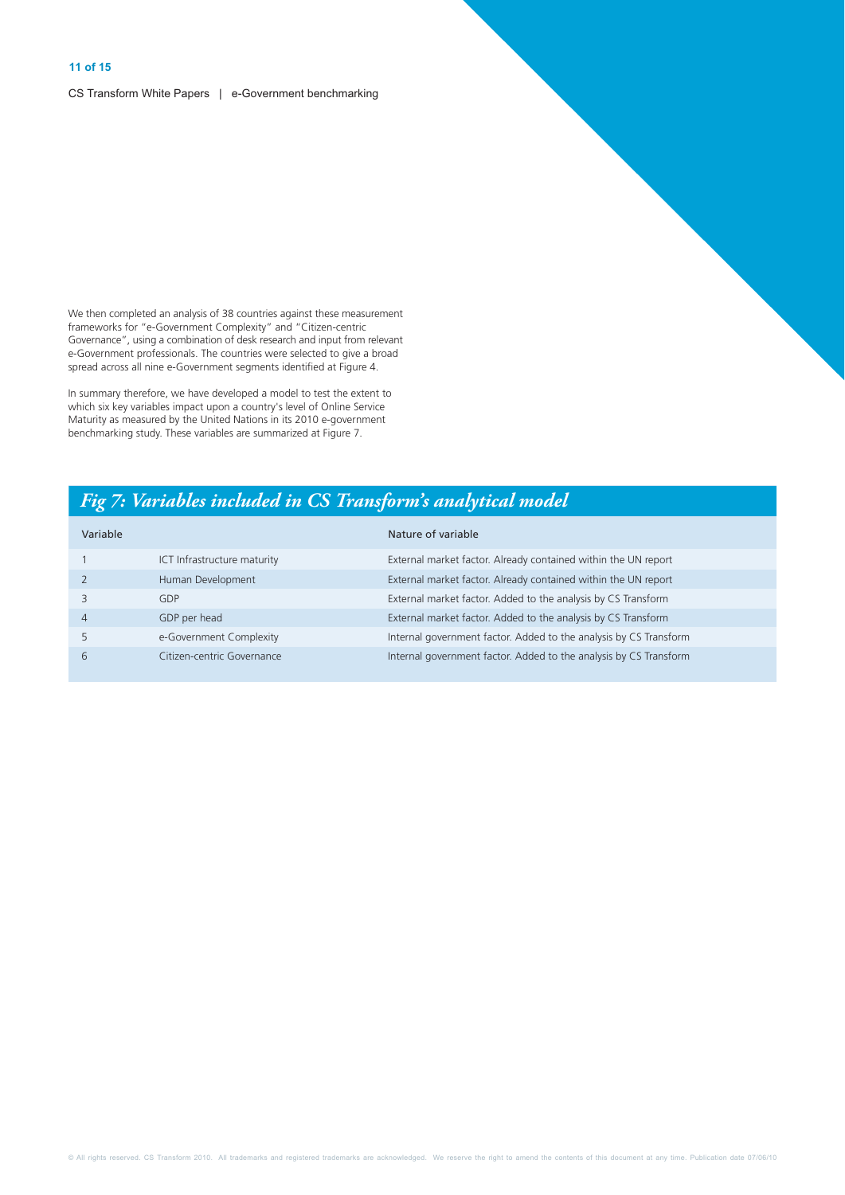We then completed an analysis of 38 countries against these measurement frameworks for "e-Government Complexity" and "Citizen-centric Governance", using a combination of desk research and input from relevant e-Government professionals. The countries were selected to give a broad spread across all nine e-Government segments identified at Figure 4.

In summary therefore, we have developed a model to test the extent to which six key variables impact upon a country's level of Online Service Maturity as measured by the United Nations in its 2010 e-government benchmarking study. These variables are summarized at Figure 7.

## *Fig 7: Variables included in CS Transform's analytical model*

| Variable | | Nature of variable |
|---|---|---|
| 1 | ICT Infrastructure maturity | External market factor. Already contained within the UN report |
| 2 | Human Development | External market factor. Already contained within the UN report |
| 3 | GDP | External market factor. Added to the analysis by CS Transform |
| 4 | GDP per head | External market factor. Added to the analysis by CS Transform |
| 5 | e-Government Complexity | Internal government factor. Added to the analysis by CS Transform |
| 6 | Citizen-centric Governance | Internal government factor. Added to the analysis by CS Transform |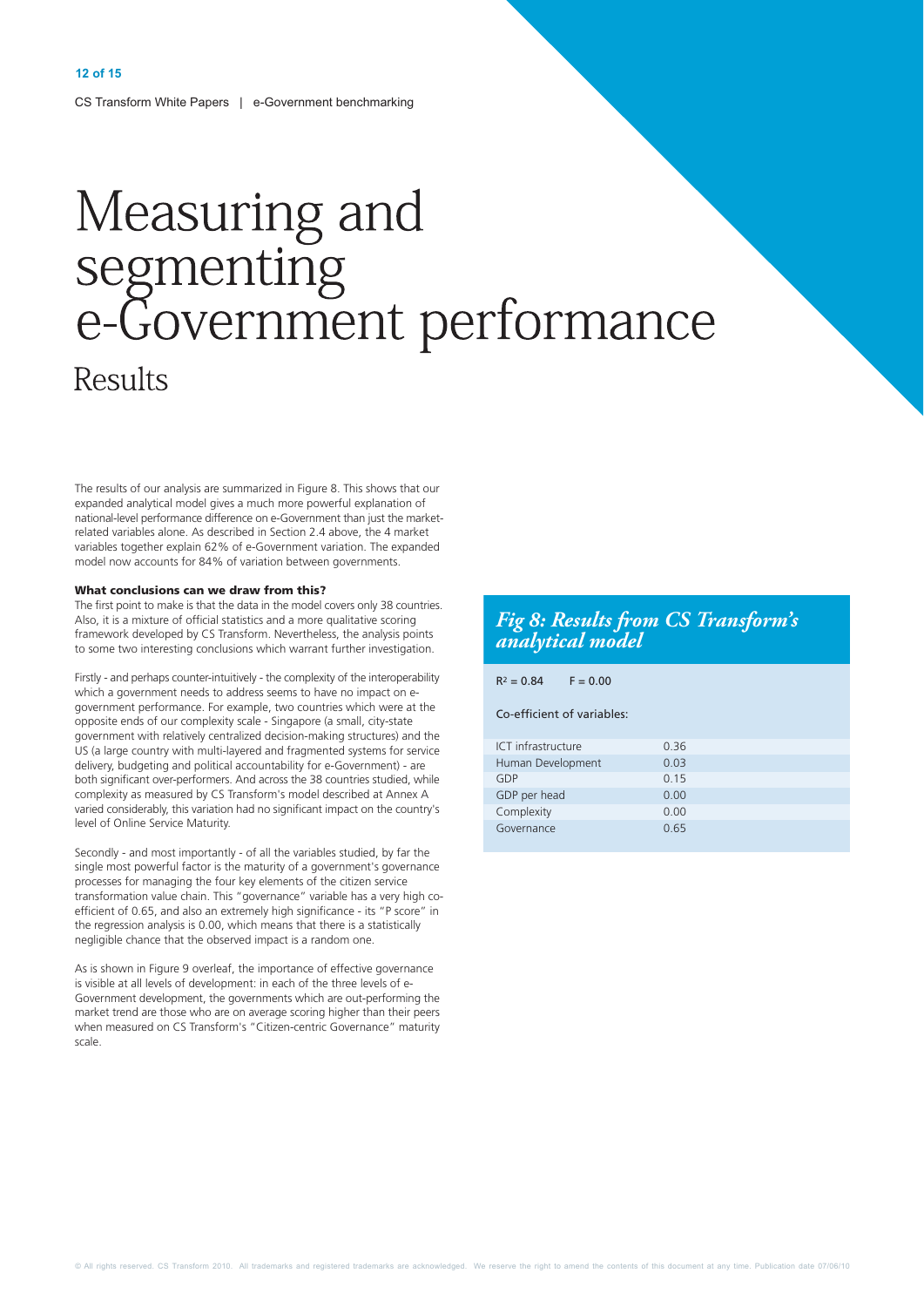# Measuring and segmenting e-Government performance

## Results

The results of our analysis are summarized in Figure 8. This shows that our expanded analytical model gives a much more powerful explanation of national-level performance difference on e-Government than just the market-related variables alone. As described in Section 2.4 above, the 4 market variables together explain 62% of e-Government variation. The expanded model now accounts for 84% of variation between governments.

**What conclusions can we draw from this?**

The first point to make is that the data in the model covers only 38 countries. Also, it is a mixture of official statistics and a more qualitative scoring framework developed by CS Transform. Nevertheless, the analysis points to some two interesting conclusions which warrant further investigation.

Firstly - and perhaps counter-intuitively - the complexity of the interoperability which a government needs to address seems to have no impact on e-government performance. For example, two countries which were at the opposite ends of our complexity scale - Singapore (a small, city-state government with relatively centralized decision-making structures) and the US (a large country with multi-layered and fragmented systems for service delivery, budgeting and political accountability for e-Government) - are both significant over-performers. And across the 38 countries studied, while complexity as measured by CS Transform's model described at Annex A varied considerably, this variation had no significant impact on the country's level of Online Service Maturity.

Secondly - and most importantly - of all the variables studied, by far the single most powerful factor is the maturity of a government's governance processes for managing the four key elements of the citizen service transformation value chain. This "governance" variable has a very high co-efficient of 0.65, and also an extremely high significance - its "P score" in the regression analysis is 0.00, which means that there is a statistically negligible chance that the observed impact is a random one.

As is shown in Figure 9 overleaf, the importance of effective governance is visible at all levels of development: in each of the three levels of e-Government development, the governments which are out-performing the market trend are those who are on average scoring higher than their peers when measured on CS Transform's "Citizen-centric Governance" maturity scale.

### *Fig 8: Results from CS Transform's analytical model*

$R^2 = 0.84$ $F = 0.00$

Co-efficient of variables:

| Variable | Co-efficient |
|---|---|
| ICT infrastructure | 0.36 |
| Human Development | 0.03 |
| GDP | 0.15 |
| GDP per head | 0.00 |
| Complexity | 0.00 |
| Governance | 0.65 |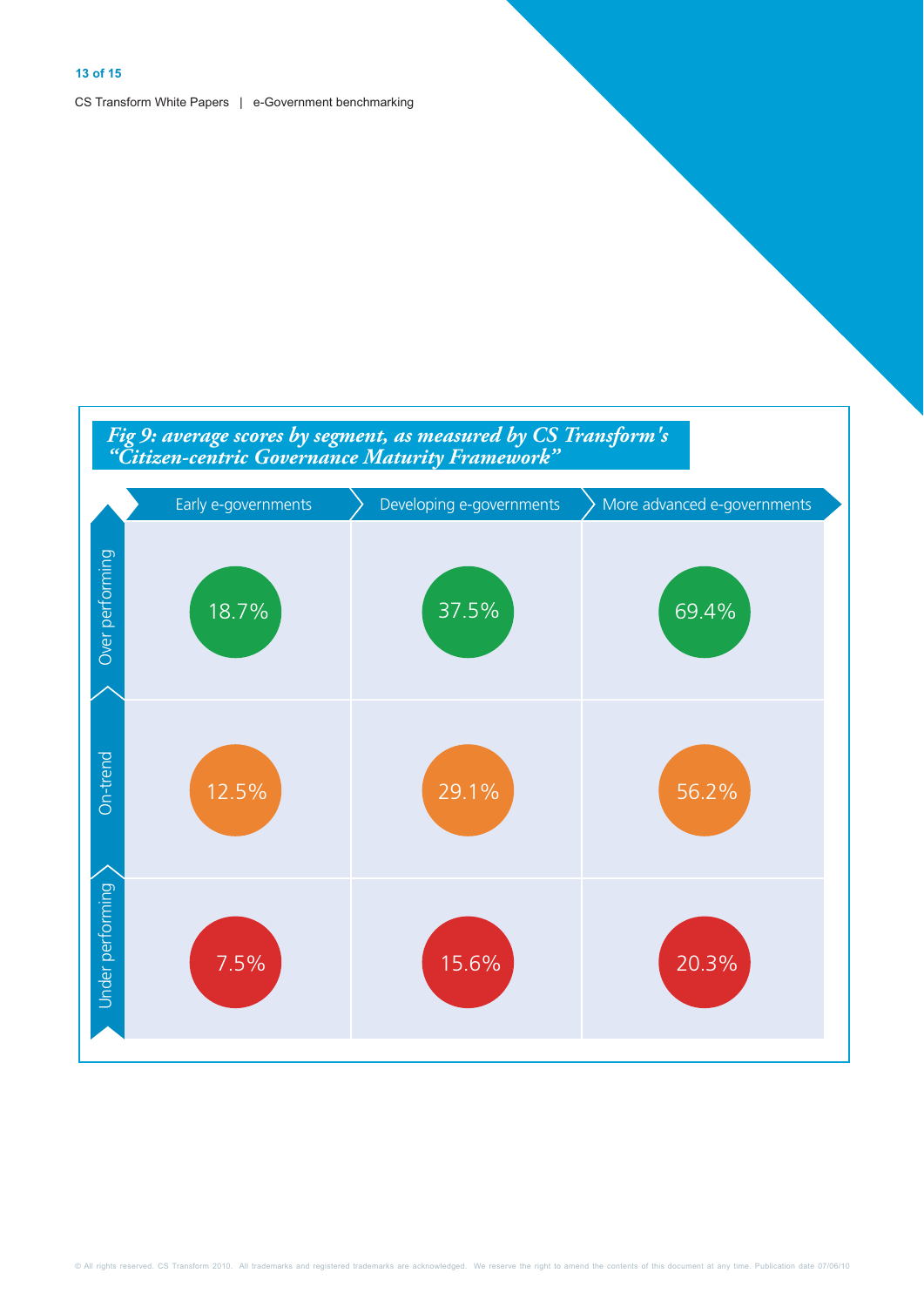*Fig 9: average scores by segment, as measured by CS Transform's "Citizen-centric Governance Maturity Framework"*

| | Early e-governments | Developing e-governments | More advanced e-governments |
|---|---|---|---|
| Over performing | 18.7% | 37.5% | 69.4% |
| On-trend | 12.5% | 29.1% | 56.2% |
| Under performing | 7.5% | 15.6% | 20.3% |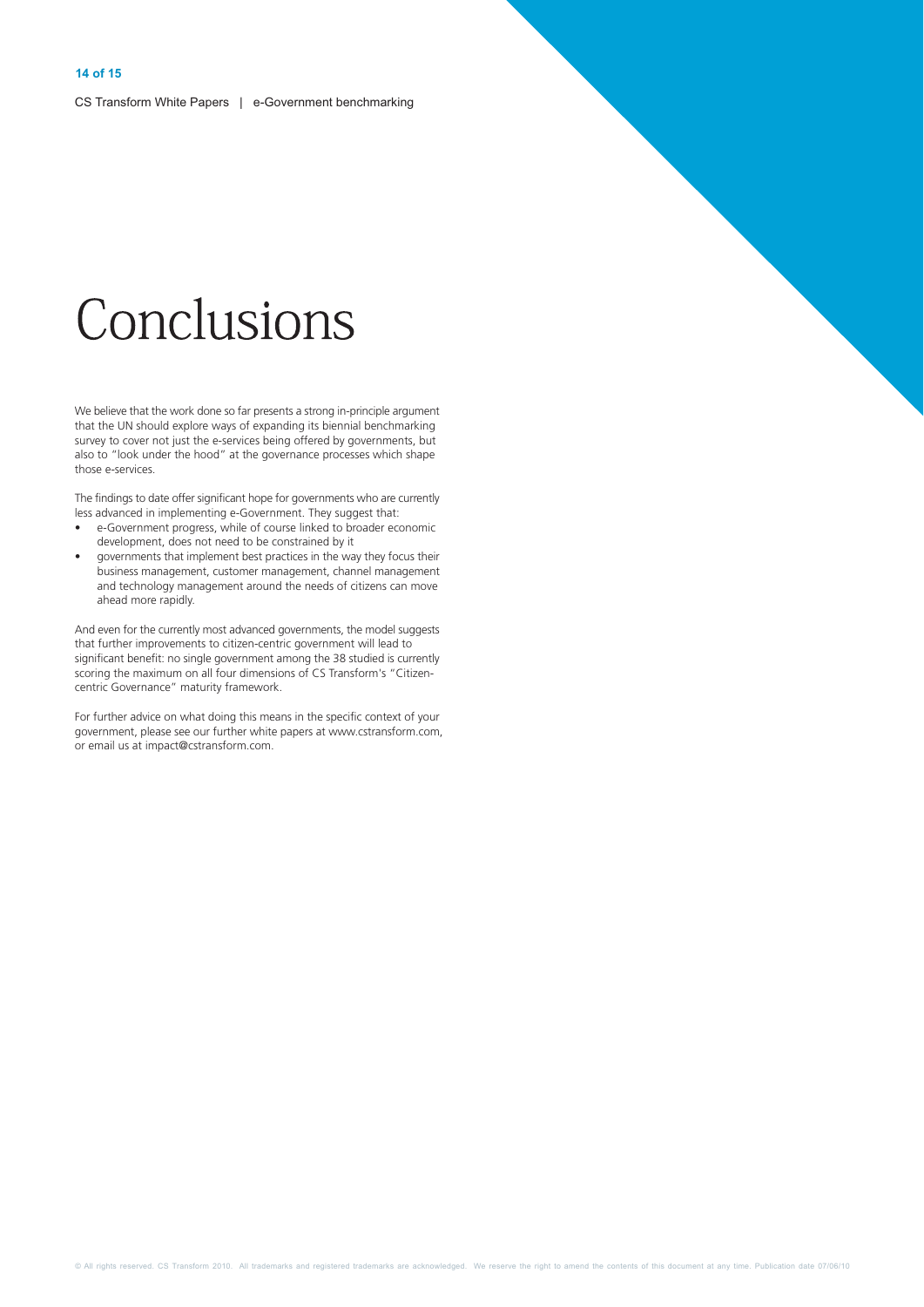# Conclusions

We believe that the work done so far presents a strong in-principle argument that the UN should explore ways of expanding its biennial benchmarking survey to cover not just the e-services being offered by governments, but also to "look under the hood" at the governance processes which shape those e-services.

The findings to date offer significant hope for governments who are currently less advanced in implementing e-Government. They suggest that:

- e-Government progress, while of course linked to broader economic development, does not need to be constrained by it
- governments that implement best practices in the way they focus their business management, customer management, channel management and technology management around the needs of citizens can move ahead more rapidly.

And even for the currently most advanced governments, the model suggests that further improvements to citizen-centric government will lead to significant benefit: no single government among the 38 studied is currently scoring the maximum on all four dimensions of CS Transform's "Citizen-centric Governance" maturity framework.

For further advice on what doing this means in the specific context of your government, please see our further white papers at www.cstransform.com, or email us at impact@cstransform.com.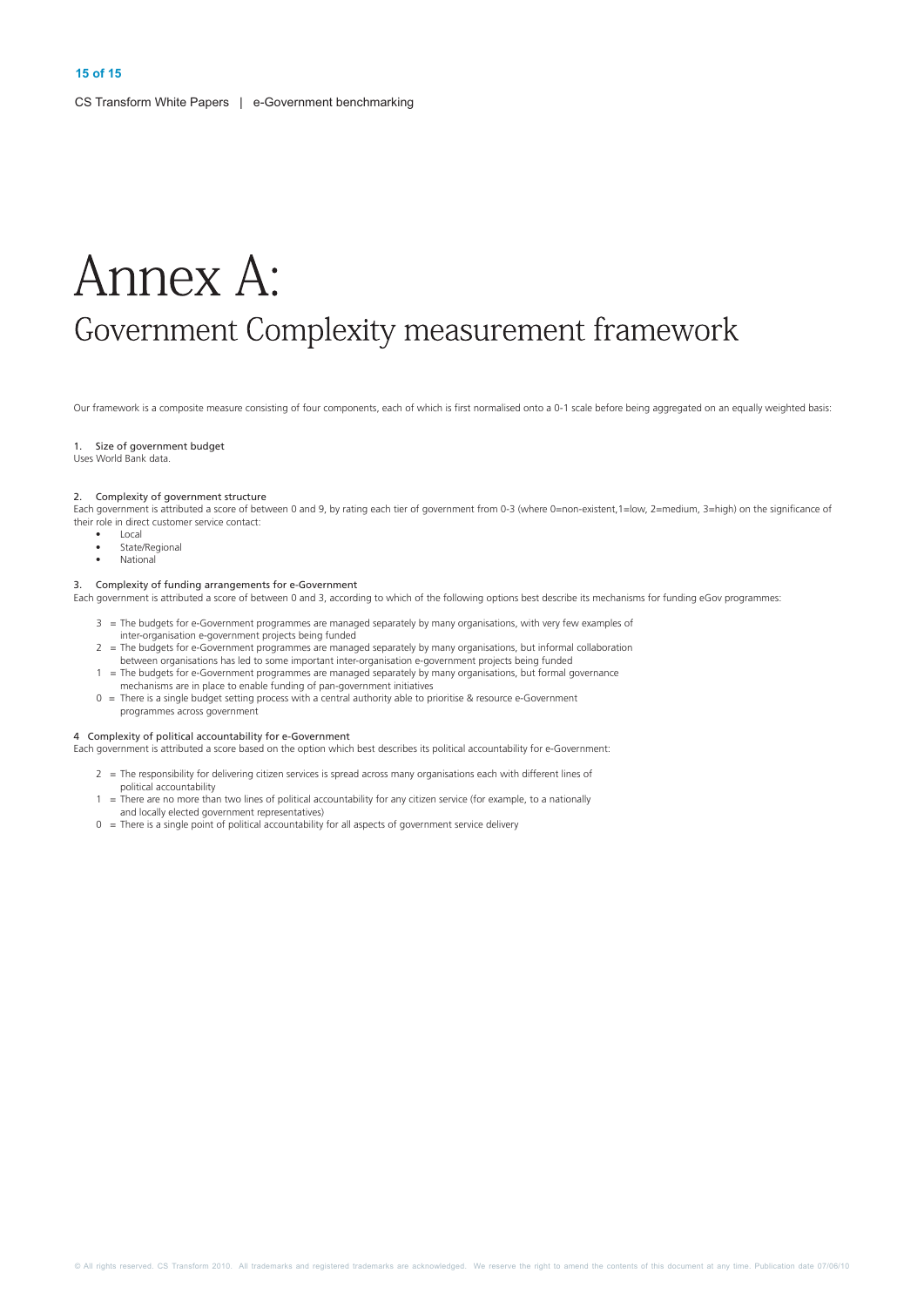# Annex A:

## Government Complexity measurement framework

Our framework is a composite measure consisting of four components, each of which is first normalised onto a 0-1 scale before being aggregated on an equally weighted basis:

1. Size of government budget

Uses World Bank data.

2. Complexity of government structure

Each government is attributed a score of between 0 and 9, by rating each tier of government from 0-3 (where 0=non-existent,1=low, 2=medium, 3=high) on the significance of their role in direct customer service contact:

- Local
- State/Regional
- National

3. Complexity of funding arrangements for e-Government

Each government is attributed a score of between 0 and 3, according to which of the following options best describe its mechanisms for funding eGov programmes:

- 3 = The budgets for e-Government programmes are managed separately by many organisations, with very few examples of inter-organisation e-government projects being funded
- 2 = The budgets for e-Government programmes are managed separately by many organisations, but informal collaboration between organisations has led to some important inter-organisation e-government projects being funded
- 1 = The budgets for e-Government programmes are managed separately by many organisations, but formal governance mechanisms are in place to enable funding of pan-government initiatives
- 0 = There is a single budget setting process with a central authority able to prioritise & resource e-Government programmes across government

4 Complexity of political accountability for e-Government

Each government is attributed a score based on the option which best describes its political accountability for e-Government:

- 2 = The responsibility for delivering citizen services is spread across many organisations each with different lines of political accountability
- 1 = There are no more than two lines of political accountability for any citizen service (for example, to a nationally and locally elected government representatives)
- 0 = There is a single point of political accountability for all aspects of government service delivery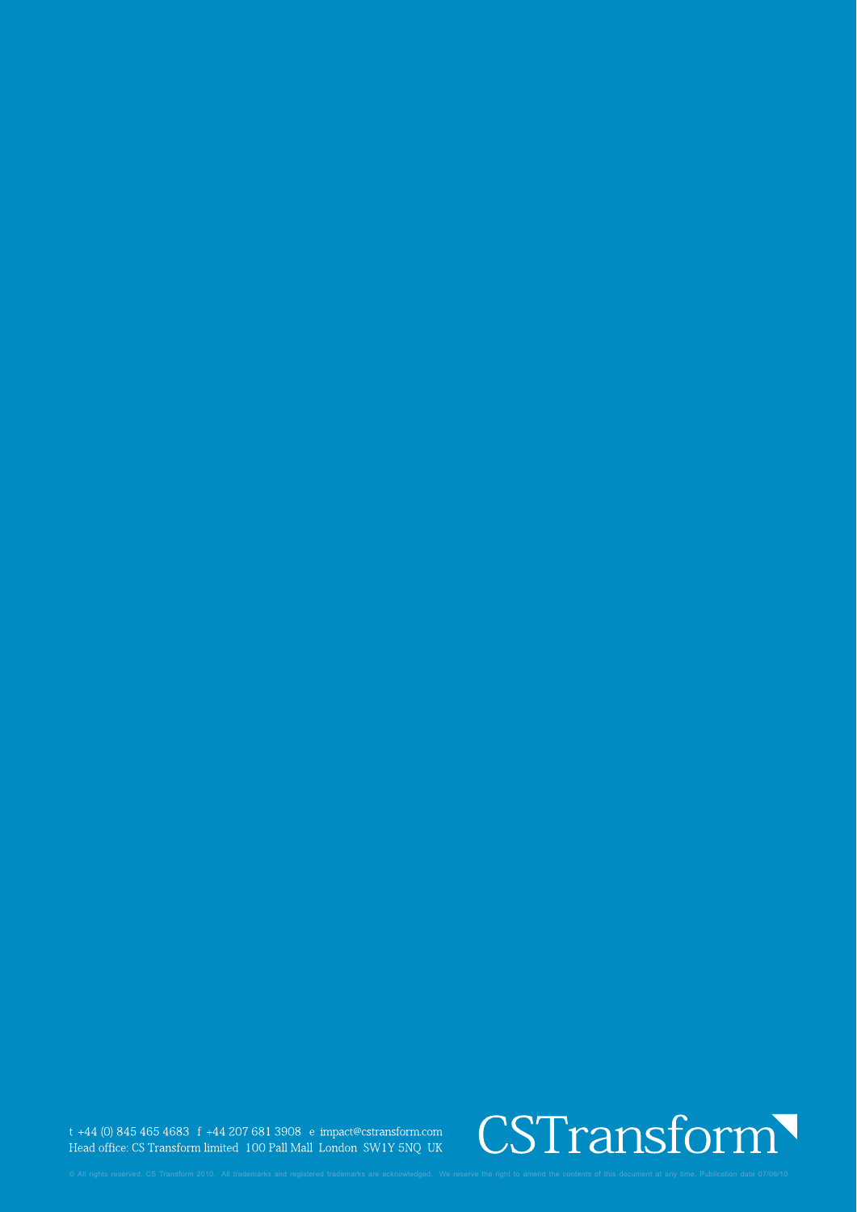t +44 (0) 845 465 4683 f +44 207 681 3908 e impact@cstransform.com
Head office: CS Transform limited 100 Pall Mall London SW1Y 5NQ UK

CSTransform

© All rights reserved. CS Transform 2010. All trademarks and registered trademarks are acknowledged. We reserve the right to amend the contents of this document at any time. Publication date 07/06/10